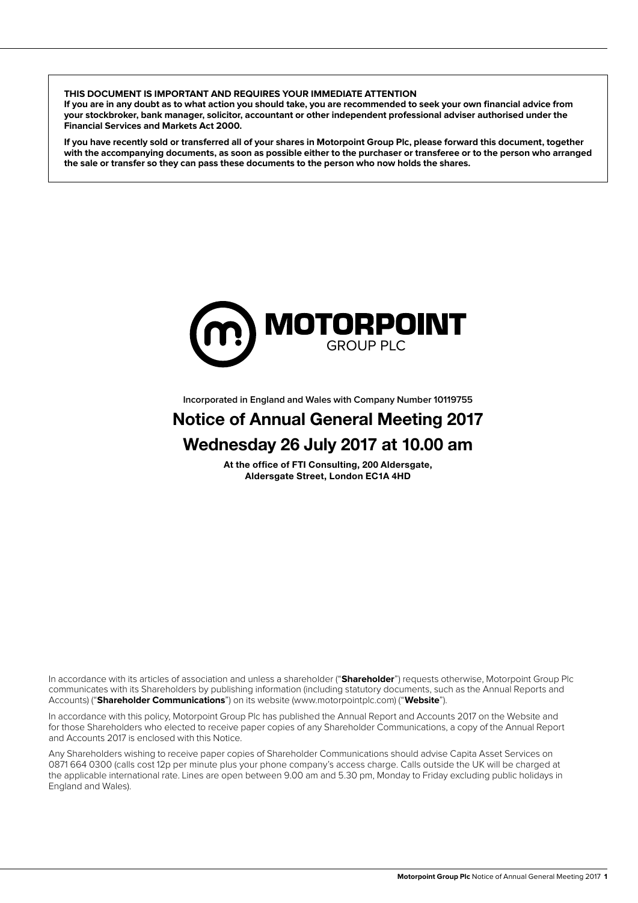**THIS DOCUMENT IS IMPORTANT AND REQUIRES YOUR IMMEDIATE ATTENTION**
**If you are in any doubt as to what action you should take, you are recommended to seek your own financial advice from your stockbroker, bank manager, solicitor, accountant or other independent professional adviser authorised under the Financial Services and Markets Act 2000.**

**If you have recently sold or transferred all of your shares in Motorpoint Group Plc, please forward this document, together with the accompanying documents, as soon as possible either to the purchaser or transferee or to the person who arranged the sale or transfer so they can pass these documents to the person who now holds the shares.**

MOTORPOINT GROUP PLC

Incorporated in England and Wales with Company Number 10119755

# Notice of Annual General Meeting 2017

# Wednesday 26 July 2017 at 10.00 am

**At the office of FTI Consulting, 200 Aldersgate, Aldersgate Street, London EC1A 4HD**

In accordance with its articles of association and unless a shareholder ("**Shareholder**") requests otherwise, Motorpoint Group Plc communicates with its Shareholders by publishing information (including statutory documents, such as the Annual Reports and Accounts) ("**Shareholder Communications**") on its website (www.motorpointplc.com) ("**Website**").

In accordance with this policy, Motorpoint Group Plc has published the Annual Report and Accounts 2017 on the Website and for those Shareholders who elected to receive paper copies of any Shareholder Communications, a copy of the Annual Report and Accounts 2017 is enclosed with this Notice.

Any Shareholders wishing to receive paper copies of Shareholder Communications should advise Capita Asset Services on 0871 664 0300 (calls cost 12p per minute plus your phone company's access charge. Calls outside the UK will be charged at the applicable international rate. Lines are open between 9.00 am and 5.30 pm, Monday to Friday excluding public holidays in England and Wales).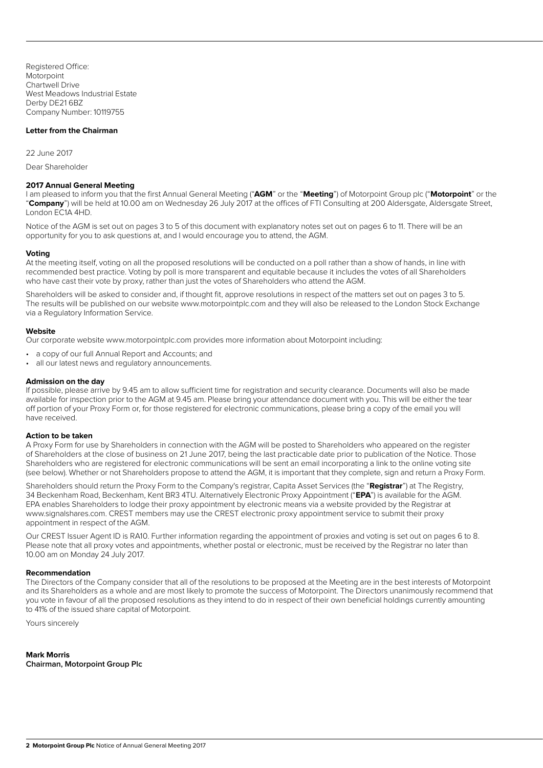Registered Office:
Motorpoint
Chartwell Drive
West Meadows Industrial Estate
Derby DE21 6BZ
Company Number: 10119755

## Letter from the Chairman

22 June 2017

Dear Shareholder

### 2017 Annual General Meeting

I am pleased to inform you that the first Annual General Meeting ("**AGM**" or the "**Meeting**") of Motorpoint Group plc ("**Motorpoint**" or the "**Company**") will be held at 10.00 am on Wednesday 26 July 2017 at the offices of FTI Consulting at 200 Aldersgate, Aldersgate Street, London EC1A 4HD.

Notice of the AGM is set out on pages 3 to 5 of this document with explanatory notes set out on pages 6 to 11. There will be an opportunity for you to ask questions at, and I would encourage you to attend, the AGM.

### Voting

At the meeting itself, voting on all the proposed resolutions will be conducted on a poll rather than a show of hands, in line with recommended best practice. Voting by poll is more transparent and equitable because it includes the votes of all Shareholders who have cast their vote by proxy, rather than just the votes of Shareholders who attend the AGM.

Shareholders will be asked to consider and, if thought fit, approve resolutions in respect of the matters set out on pages 3 to 5. The results will be published on our website www.motorpointplc.com and they will also be released to the London Stock Exchange via a Regulatory Information Service.

### Website

Our corporate website www.motorpointplc.com provides more information about Motorpoint including:

- a copy of our full Annual Report and Accounts; and
- all our latest news and regulatory announcements.

### Admission on the day

If possible, please arrive by 9.45 am to allow sufficient time for registration and security clearance. Documents will also be made available for inspection prior to the AGM at 9.45 am. Please bring your attendance document with you. This will be either the tear off portion of your Proxy Form or, for those registered for electronic communications, please bring a copy of the email you will have received.

### Action to be taken

A Proxy Form for use by Shareholders in connection with the AGM will be posted to Shareholders who appeared on the register of Shareholders at the close of business on 21 June 2017, being the last practicable date prior to publication of the Notice. Those Shareholders who are registered for electronic communications will be sent an email incorporating a link to the online voting site (see below). Whether or not Shareholders propose to attend the AGM, it is important that they complete, sign and return a Proxy Form.

Shareholders should return the Proxy Form to the Company's registrar, Capita Asset Services (the "**Registrar**") at The Registry, 34 Beckenham Road, Beckenham, Kent BR3 4TU. Alternatively Electronic Proxy Appointment ("**EPA**") is available for the AGM. EPA enables Shareholders to lodge their proxy appointment by electronic means via a website provided by the Registrar at www.signalshares.com. CREST members may use the CREST electronic proxy appointment service to submit their proxy appointment in respect of the AGM.

Our CREST Issuer Agent ID is RA10. Further information regarding the appointment of proxies and voting is set out on pages 6 to 8. Please note that all proxy votes and appointments, whether postal or electronic, must be received by the Registrar no later than 10.00 am on Monday 24 July 2017.

### Recommendation

The Directors of the Company consider that all of the resolutions to be proposed at the Meeting are in the best interests of Motorpoint and its Shareholders as a whole and are most likely to promote the success of Motorpoint. The Directors unanimously recommend that you vote in favour of all the proposed resolutions as they intend to do in respect of their own beneficial holdings currently amounting to 41% of the issued share capital of Motorpoint.

Yours sincerely

**Mark Morris**
**Chairman, Motorpoint Group Plc**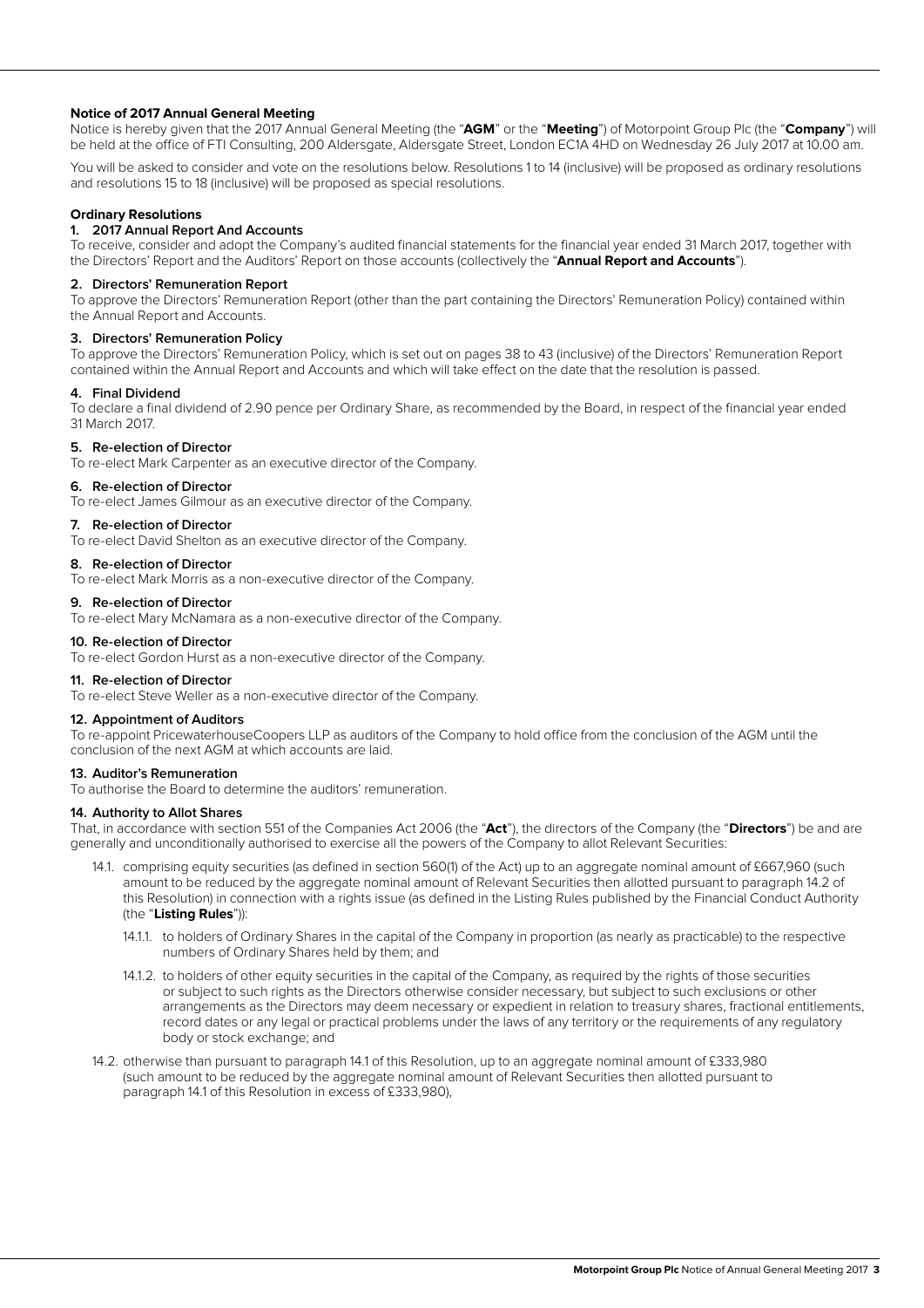**Notice of 2017 Annual General Meeting**

Notice is hereby given that the 2017 Annual General Meeting (the "**AGM**" or the "**Meeting**") of Motorpoint Group Plc (the "**Company**") will be held at the office of FTI Consulting, 200 Aldersgate, Aldersgate Street, London EC1A 4HD on Wednesday 26 July 2017 at 10.00 am.

You will be asked to consider and vote on the resolutions below. Resolutions 1 to 14 (inclusive) will be proposed as ordinary resolutions and resolutions 15 to 18 (inclusive) will be proposed as special resolutions.

**Ordinary Resolutions**

**1. 2017 Annual Report And Accounts**

To receive, consider and adopt the Company's audited financial statements for the financial year ended 31 March 2017, together with the Directors' Report and the Auditors' Report on those accounts (collectively the "**Annual Report and Accounts**").

**2. Directors' Remuneration Report**

To approve the Directors' Remuneration Report (other than the part containing the Directors' Remuneration Policy) contained within the Annual Report and Accounts.

**3. Directors' Remuneration Policy**

To approve the Directors' Remuneration Policy, which is set out on pages 38 to 43 (inclusive) of the Directors' Remuneration Report contained within the Annual Report and Accounts and which will take effect on the date that the resolution is passed.

**4. Final Dividend**

To declare a final dividend of 2.90 pence per Ordinary Share, as recommended by the Board, in respect of the financial year ended 31 March 2017.

**5. Re-election of Director**

To re-elect Mark Carpenter as an executive director of the Company.

**6. Re-election of Director**

To re-elect James Gilmour as an executive director of the Company.

**7. Re-election of Director**

To re-elect David Shelton as an executive director of the Company.

**8. Re-election of Director**

To re-elect Mark Morris as a non-executive director of the Company.

**9. Re-election of Director**

To re-elect Mary McNamara as a non-executive director of the Company.

**10. Re-election of Director**

To re-elect Gordon Hurst as a non-executive director of the Company.

**11. Re-election of Director**

To re-elect Steve Weller as a non-executive director of the Company.

**12. Appointment of Auditors**

To re-appoint PricewaterhouseCoopers LLP as auditors of the Company to hold office from the conclusion of the AGM until the conclusion of the next AGM at which accounts are laid.

**13. Auditor's Remuneration**

To authorise the Board to determine the auditors' remuneration.

**14. Authority to Allot Shares**

That, in accordance with section 551 of the Companies Act 2006 (the "**Act**"), the directors of the Company (the "**Directors**") be and are generally and unconditionally authorised to exercise all the powers of the Company to allot Relevant Securities:

14.1. comprising equity securities (as defined in section 560(1) of the Act) up to an aggregate nominal amount of £667,960 (such amount to be reduced by the aggregate nominal amount of Relevant Securities then allotted pursuant to paragraph 14.2 of this Resolution) in connection with a rights issue (as defined in the Listing Rules published by the Financial Conduct Authority (the "**Listing Rules**")):

14.1.1. to holders of Ordinary Shares in the capital of the Company in proportion (as nearly as practicable) to the respective numbers of Ordinary Shares held by them; and

14.1.2. to holders of other equity securities in the capital of the Company, as required by the rights of those securities or subject to such rights as the Directors otherwise consider necessary, but subject to such exclusions or other arrangements as the Directors may deem necessary or expedient in relation to treasury shares, fractional entitlements, record dates or any legal or practical problems under the laws of any territory or the requirements of any regulatory body or stock exchange; and

14.2. otherwise than pursuant to paragraph 14.1 of this Resolution, up to an aggregate nominal amount of £333,980 (such amount to be reduced by the aggregate nominal amount of Relevant Securities then allotted pursuant to paragraph 14.1 of this Resolution in excess of £333,980),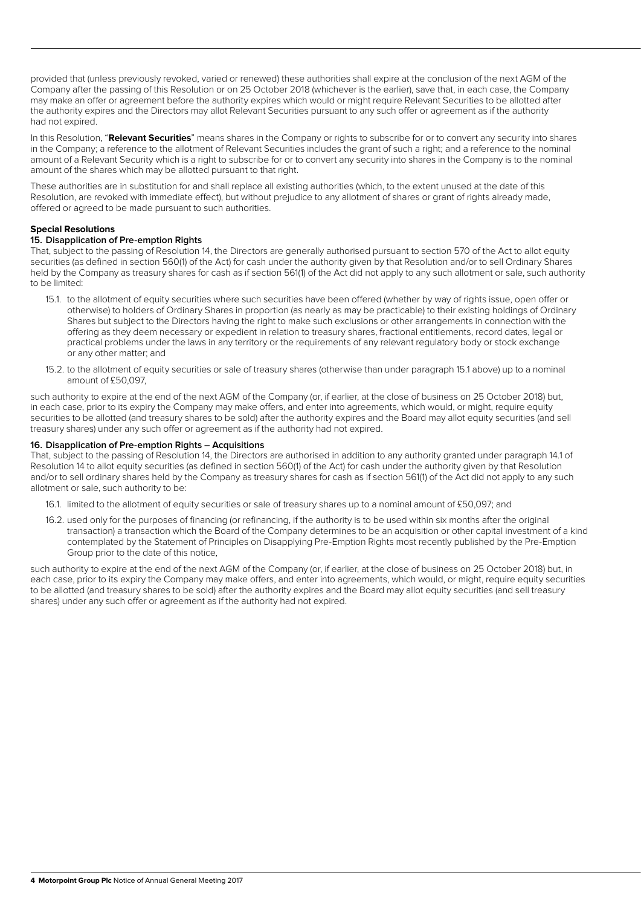provided that (unless previously revoked, varied or renewed) these authorities shall expire at the conclusion of the next AGM of the Company after the passing of this Resolution or on 25 October 2018 (whichever is the earlier), save that, in each case, the Company may make an offer or agreement before the authority expires which would or might require Relevant Securities to be allotted after the authority expires and the Directors may allot Relevant Securities pursuant to any such offer or agreement as if the authority had not expired.

In this Resolution, "**Relevant Securities**" means shares in the Company or rights to subscribe for or to convert any security into shares in the Company; a reference to the allotment of Relevant Securities includes the grant of such a right; and a reference to the nominal amount of a Relevant Security which is a right to subscribe for or to convert any security into shares in the Company is to the nominal amount of the shares which may be allotted pursuant to that right.

These authorities are in substitution for and shall replace all existing authorities (which, to the extent unused at the date of this Resolution, are revoked with immediate effect), but without prejudice to any allotment of shares or grant of rights already made, offered or agreed to be made pursuant to such authorities.

## Special Resolutions

### 15. Disapplication of Pre-emption Rights

That, subject to the passing of Resolution 14, the Directors are generally authorised pursuant to section 570 of the Act to allot equity securities (as defined in section 560(1) of the Act) for cash under the authority given by that Resolution and/or to sell Ordinary Shares held by the Company as treasury shares for cash as if section 561(1) of the Act did not apply to any such allotment or sale, such authority to be limited:

15.1. to the allotment of equity securities where such securities have been offered (whether by way of rights issue, open offer or otherwise) to holders of Ordinary Shares in proportion (as nearly as may be practicable) to their existing holdings of Ordinary Shares but subject to the Directors having the right to make such exclusions or other arrangements in connection with the offering as they deem necessary or expedient in relation to treasury shares, fractional entitlements, record dates, legal or practical problems under the laws in any territory or the requirements of any relevant regulatory body or stock exchange or any other matter; and

15.2. to the allotment of equity securities or sale of treasury shares (otherwise than under paragraph 15.1 above) up to a nominal amount of £50,097,

such authority to expire at the end of the next AGM of the Company (or, if earlier, at the close of business on 25 October 2018) but, in each case, prior to its expiry the Company may make offers, and enter into agreements, which would, or might, require equity securities to be allotted (and treasury shares to be sold) after the authority expires and the Board may allot equity securities (and sell treasury shares) under any such offer or agreement as if the authority had not expired.

### 16. Disapplication of Pre-emption Rights – Acquisitions

That, subject to the passing of Resolution 14, the Directors are authorised in addition to any authority granted under paragraph 14.1 of Resolution 14 to allot equity securities (as defined in section 560(1) of the Act) for cash under the authority given by that Resolution and/or to sell ordinary shares held by the Company as treasury shares for cash as if section 561(1) of the Act did not apply to any such allotment or sale, such authority to be:

16.1. limited to the allotment of equity securities or sale of treasury shares up to a nominal amount of £50,097; and

16.2. used only for the purposes of financing (or refinancing, if the authority is to be used within six months after the original transaction) a transaction which the Board of the Company determines to be an acquisition or other capital investment of a kind contemplated by the Statement of Principles on Disapplying Pre-Emption Rights most recently published by the Pre-Emption Group prior to the date of this notice,

such authority to expire at the end of the next AGM of the Company (or, if earlier, at the close of business on 25 October 2018) but, in each case, prior to its expiry the Company may make offers, and enter into agreements, which would, or might, require equity securities to be allotted (and treasury shares to be sold) after the authority expires and the Board may allot equity securities (and sell treasury shares) under any such offer or agreement as if the authority had not expired.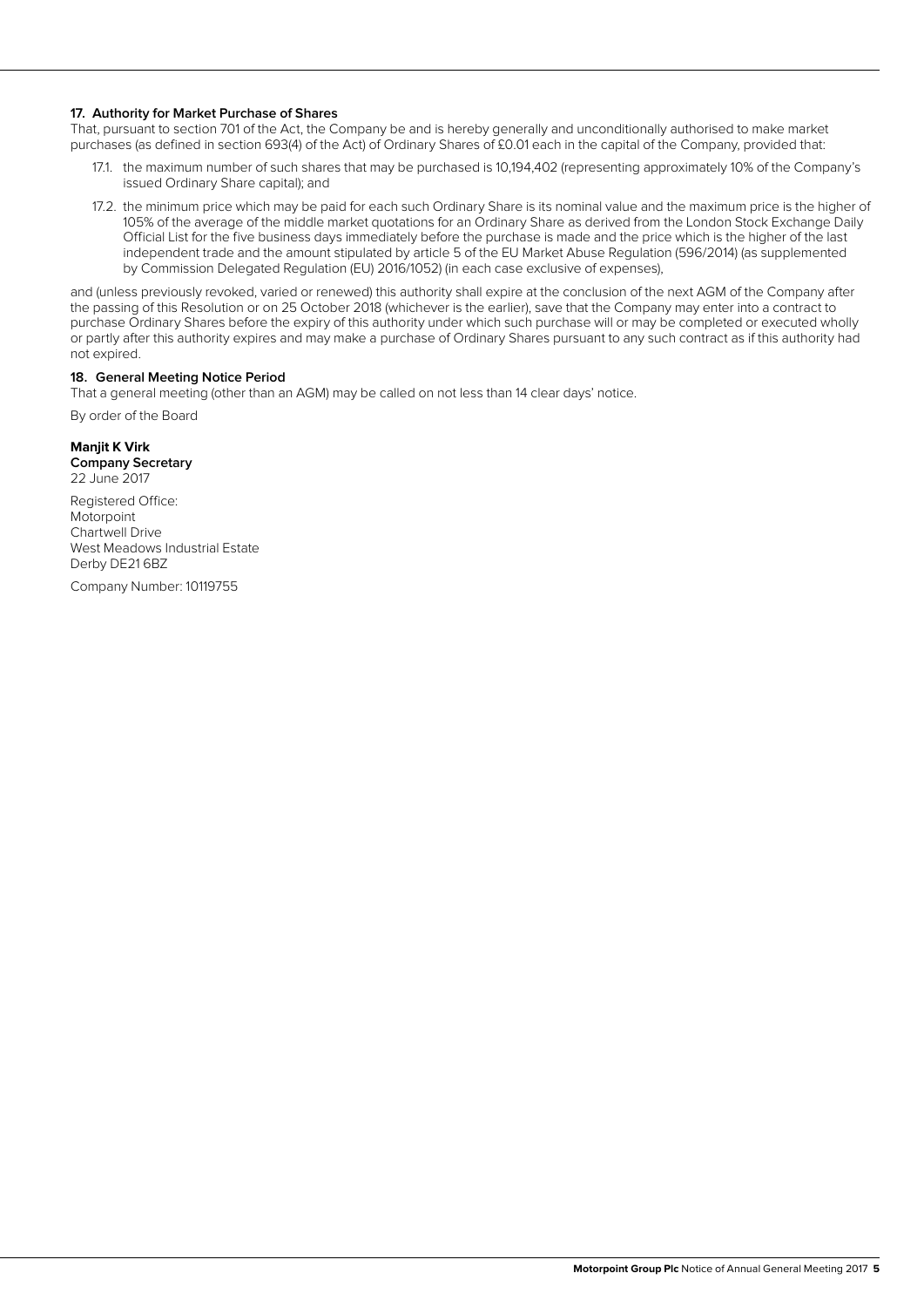**17. Authority for Market Purchase of Shares**

That, pursuant to section 701 of the Act, the Company be and is hereby generally and unconditionally authorised to make market purchases (as defined in section 693(4) of the Act) of Ordinary Shares of £0.01 each in the capital of the Company, provided that:

17.1. the maximum number of such shares that may be purchased is 10,194,402 (representing approximately 10% of the Company's issued Ordinary Share capital); and

17.2. the minimum price which may be paid for each such Ordinary Share is its nominal value and the maximum price is the higher of 105% of the average of the middle market quotations for an Ordinary Share as derived from the London Stock Exchange Daily Official List for the five business days immediately before the purchase is made and the price which is the higher of the last independent trade and the amount stipulated by article 5 of the EU Market Abuse Regulation (596/2014) (as supplemented by Commission Delegated Regulation (EU) 2016/1052) (in each case exclusive of expenses),

and (unless previously revoked, varied or renewed) this authority shall expire at the conclusion of the next AGM of the Company after the passing of this Resolution or on 25 October 2018 (whichever is the earlier), save that the Company may enter into a contract to purchase Ordinary Shares before the expiry of this authority under which such purchase will or may be completed or executed wholly or partly after this authority expires and may make a purchase of Ordinary Shares pursuant to any such contract as if this authority had not expired.

**18. General Meeting Notice Period**

That a general meeting (other than an AGM) may be called on not less than 14 clear days' notice.

By order of the Board

**Manjit K Virk**
**Company Secretary**
22 June 2017

Registered Office:
Motorpoint
Chartwell Drive
West Meadows Industrial Estate
Derby DE21 6BZ

Company Number: 10119755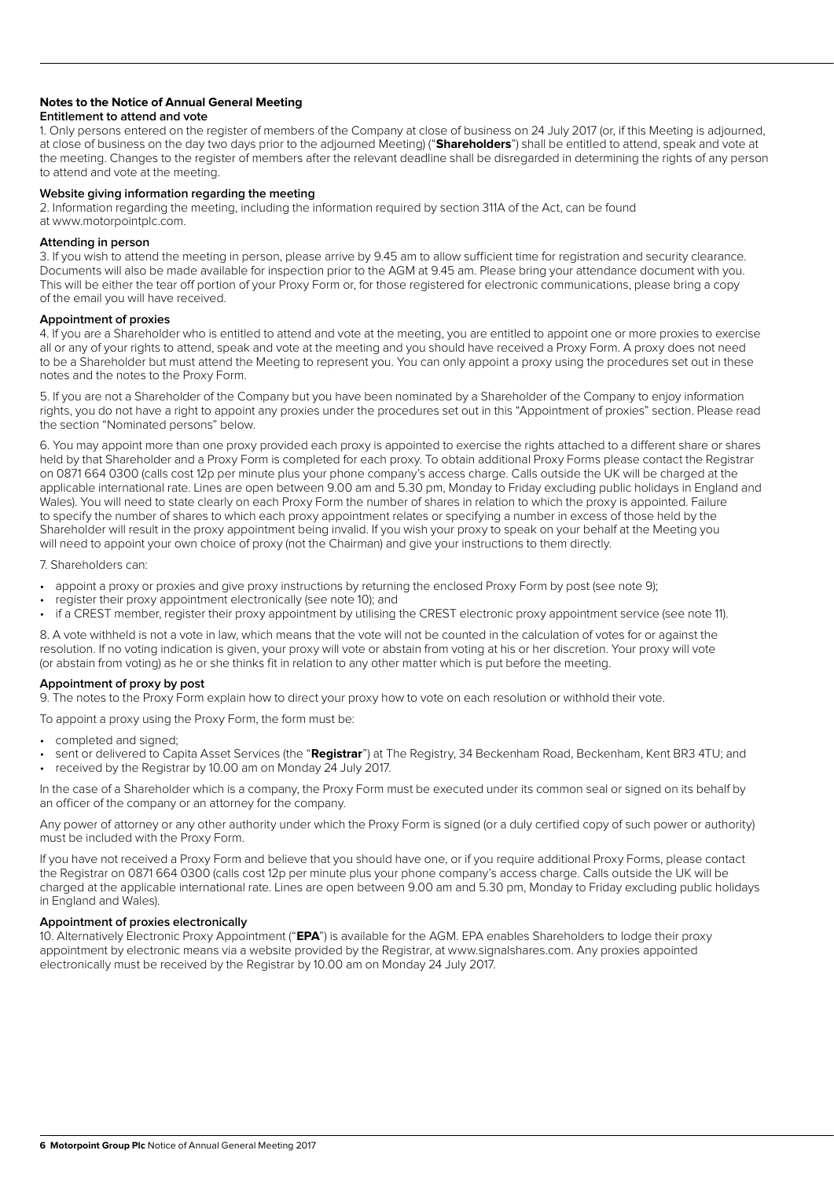## Notes to the Notice of Annual General Meeting

### Entitlement to attend and vote

1. Only persons entered on the register of members of the Company at close of business on 24 July 2017 (or, if this Meeting is adjourned, at close of business on the day two days prior to the adjourned Meeting) ("**Shareholders**") shall be entitled to attend, speak and vote at the meeting. Changes to the register of members after the relevant deadline shall be disregarded in determining the rights of any person to attend and vote at the meeting.

### Website giving information regarding the meeting

2. Information regarding the meeting, including the information required by section 311A of the Act, can be found at www.motorpointplc.com.

### Attending in person

3. If you wish to attend the meeting in person, please arrive by 9.45 am to allow sufficient time for registration and security clearance. Documents will also be made available for inspection prior to the AGM at 9.45 am. Please bring your attendance document with you. This will be either the tear off portion of your Proxy Form or, for those registered for electronic communications, please bring a copy of the email you will have received.

### Appointment of proxies

4. If you are a Shareholder who is entitled to attend and vote at the meeting, you are entitled to appoint one or more proxies to exercise all or any of your rights to attend, speak and vote at the meeting and you should have received a Proxy Form. A proxy does not need to be a Shareholder but must attend the Meeting to represent you. You can only appoint a proxy using the procedures set out in these notes and the notes to the Proxy Form.

5. If you are not a Shareholder of the Company but you have been nominated by a Shareholder of the Company to enjoy information rights, you do not have a right to appoint any proxies under the procedures set out in this "Appointment of proxies" section. Please read the section "Nominated persons" below.

6. You may appoint more than one proxy provided each proxy is appointed to exercise the rights attached to a different share or shares held by that Shareholder and a Proxy Form is completed for each proxy. To obtain additional Proxy Forms please contact the Registrar on 0871 664 0300 (calls cost 12p per minute plus your phone company's access charge. Calls outside the UK will be charged at the applicable international rate. Lines are open between 9.00 am and 5.30 pm, Monday to Friday excluding public holidays in England and Wales). You will need to state clearly on each Proxy Form the number of shares in relation to which the proxy is appointed. Failure to specify the number of shares to which each proxy appointment relates or specifying a number in excess of those held by the Shareholder will result in the proxy appointment being invalid. If you wish your proxy to speak on your behalf at the Meeting you will need to appoint your own choice of proxy (not the Chairman) and give your instructions to them directly.

7. Shareholders can:

- appoint a proxy or proxies and give proxy instructions by returning the enclosed Proxy Form by post (see note 9);
- register their proxy appointment electronically (see note 10); and
- if a CREST member, register their proxy appointment by utilising the CREST electronic proxy appointment service (see note 11).

8. A vote withheld is not a vote in law, which means that the vote will not be counted in the calculation of votes for or against the resolution. If no voting indication is given, your proxy will vote or abstain from voting at his or her discretion. Your proxy will vote (or abstain from voting) as he or she thinks fit in relation to any other matter which is put before the meeting.

### Appointment of proxy by post

9. The notes to the Proxy Form explain how to direct your proxy how to vote on each resolution or withhold their vote.

To appoint a proxy using the Proxy Form, the form must be:

- completed and signed;
- sent or delivered to Capita Asset Services (the "**Registrar**") at The Registry, 34 Beckenham Road, Beckenham, Kent BR3 4TU; and
- received by the Registrar by 10.00 am on Monday 24 July 2017.

In the case of a Shareholder which is a company, the Proxy Form must be executed under its common seal or signed on its behalf by an officer of the company or an attorney for the company.

Any power of attorney or any other authority under which the Proxy Form is signed (or a duly certified copy of such power or authority) must be included with the Proxy Form.

If you have not received a Proxy Form and believe that you should have one, or if you require additional Proxy Forms, please contact the Registrar on 0871 664 0300 (calls cost 12p per minute plus your phone company's access charge. Calls outside the UK will be charged at the applicable international rate. Lines are open between 9.00 am and 5.30 pm, Monday to Friday excluding public holidays in England and Wales).

### Appointment of proxies electronically

10. Alternatively Electronic Proxy Appointment ("**EPA**") is available for the AGM. EPA enables Shareholders to lodge their proxy appointment by electronic means via a website provided by the Registrar, at www.signalshares.com. Any proxies appointed electronically must be received by the Registrar by 10.00 am on Monday 24 July 2017.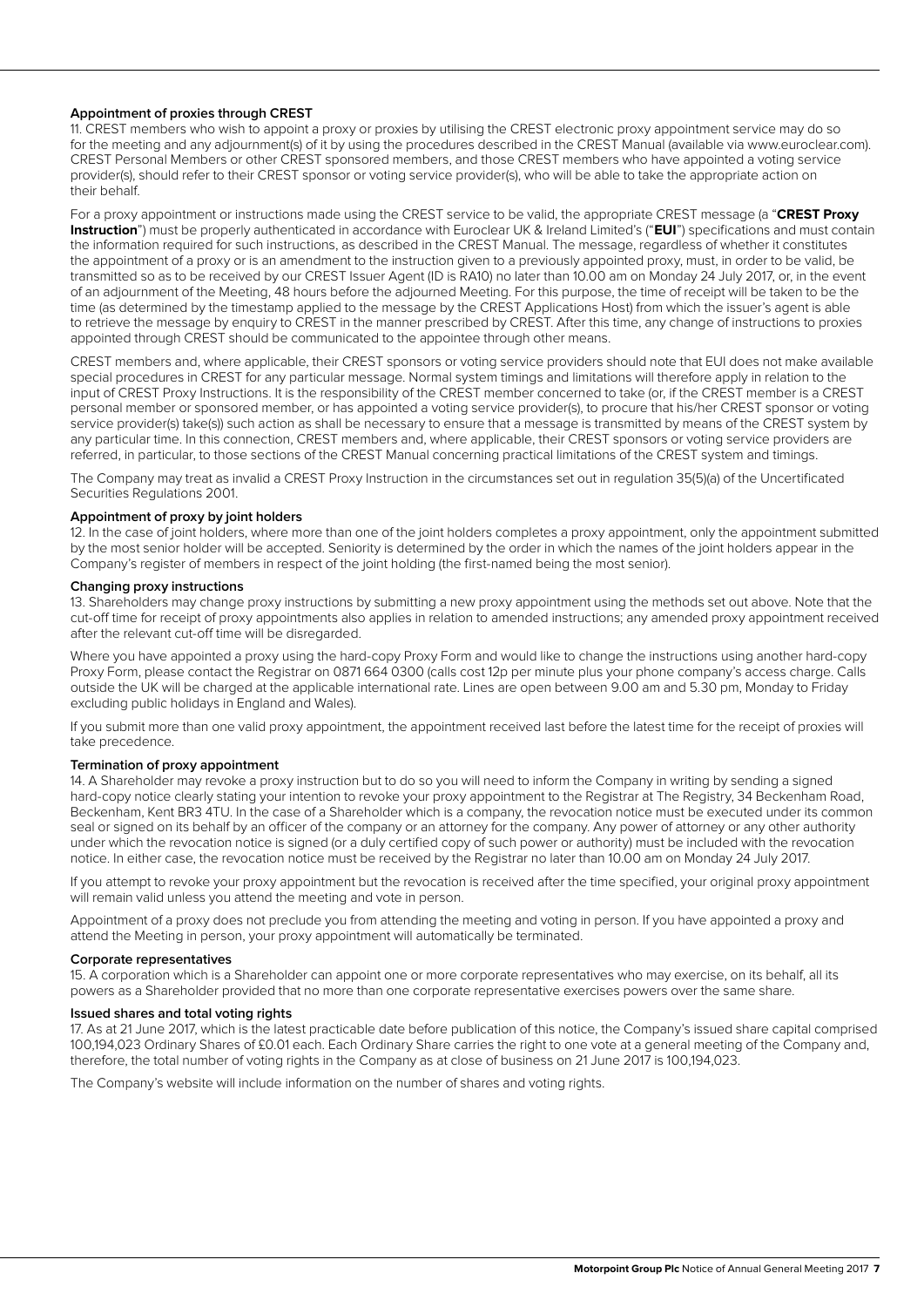### Appointment of proxies through CREST

11. CREST members who wish to appoint a proxy or proxies by utilising the CREST electronic proxy appointment service may do so for the meeting and any adjournment(s) of it by using the procedures described in the CREST Manual (available via www.euroclear.com). CREST Personal Members or other CREST sponsored members, and those CREST members who have appointed a voting service provider(s), should refer to their CREST sponsor or voting service provider(s), who will be able to take the appropriate action on their behalf.

For a proxy appointment or instructions made using the CREST service to be valid, the appropriate CREST message (a "**CREST Proxy Instruction**") must be properly authenticated in accordance with Euroclear UK & Ireland Limited's ("**EUI**") specifications and must contain the information required for such instructions, as described in the CREST Manual. The message, regardless of whether it constitutes the appointment of a proxy or is an amendment to the instruction given to a previously appointed proxy, must, in order to be valid, be transmitted so as to be received by our CREST Issuer Agent (ID is RA10) no later than 10.00 am on Monday 24 July 2017, or, in the event of an adjournment of the Meeting, 48 hours before the adjourned Meeting. For this purpose, the time of receipt will be taken to be the time (as determined by the timestamp applied to the message by the CREST Applications Host) from which the issuer's agent is able to retrieve the message by enquiry to CREST in the manner prescribed by CREST. After this time, any change of instructions to proxies appointed through CREST should be communicated to the appointee through other means.

CREST members and, where applicable, their CREST sponsors or voting service providers should note that EUI does not make available special procedures in CREST for any particular message. Normal system timings and limitations will therefore apply in relation to the input of CREST Proxy Instructions. It is the responsibility of the CREST member concerned to take (or, if the CREST member is a CREST personal member or sponsored member, or has appointed a voting service provider(s), to procure that his/her CREST sponsor or voting service provider(s) take(s)) such action as shall be necessary to ensure that a message is transmitted by means of the CREST system by any particular time. In this connection, CREST members and, where applicable, their CREST sponsors or voting service providers are referred, in particular, to those sections of the CREST Manual concerning practical limitations of the CREST system and timings.

The Company may treat as invalid a CREST Proxy Instruction in the circumstances set out in regulation 35(5)(a) of the Uncertificated Securities Regulations 2001.

### Appointment of proxy by joint holders

12. In the case of joint holders, where more than one of the joint holders completes a proxy appointment, only the appointment submitted by the most senior holder will be accepted. Seniority is determined by the order in which the names of the joint holders appear in the Company's register of members in respect of the joint holding (the first-named being the most senior).

### Changing proxy instructions

13. Shareholders may change proxy instructions by submitting a new proxy appointment using the methods set out above. Note that the cut-off time for receipt of proxy appointments also applies in relation to amended instructions; any amended proxy appointment received after the relevant cut-off time will be disregarded.

Where you have appointed a proxy using the hard-copy Proxy Form and would like to change the instructions using another hard-copy Proxy Form, please contact the Registrar on 0871 664 0300 (calls cost 12p per minute plus your phone company's access charge. Calls outside the UK will be charged at the applicable international rate. Lines are open between 9.00 am and 5.30 pm, Monday to Friday excluding public holidays in England and Wales).

If you submit more than one valid proxy appointment, the appointment received last before the latest time for the receipt of proxies will take precedence.

### Termination of proxy appointment

14. A Shareholder may revoke a proxy instruction but to do so you will need to inform the Company in writing by sending a signed hard-copy notice clearly stating your intention to revoke your proxy appointment to the Registrar at The Registry, 34 Beckenham Road, Beckenham, Kent BR3 4TU. In the case of a Shareholder which is a company, the revocation notice must be executed under its common seal or signed on its behalf by an officer of the company or an attorney for the company. Any power of attorney or any other authority under which the revocation notice is signed (or a duly certified copy of such power or authority) must be included with the revocation notice. In either case, the revocation notice must be received by the Registrar no later than 10.00 am on Monday 24 July 2017.

If you attempt to revoke your proxy appointment but the revocation is received after the time specified, your original proxy appointment will remain valid unless you attend the meeting and vote in person.

Appointment of a proxy does not preclude you from attending the meeting and voting in person. If you have appointed a proxy and attend the Meeting in person, your proxy appointment will automatically be terminated.

### Corporate representatives

15. A corporation which is a Shareholder can appoint one or more corporate representatives who may exercise, on its behalf, all its powers as a Shareholder provided that no more than one corporate representative exercises powers over the same share.

### Issued shares and total voting rights

17. As at 21 June 2017, which is the latest practicable date before publication of this notice, the Company's issued share capital comprised 100,194,023 Ordinary Shares of £0.01 each. Each Ordinary Share carries the right to one vote at a general meeting of the Company and, therefore, the total number of voting rights in the Company as at close of business on 21 June 2017 is 100,194,023.

The Company's website will include information on the number of shares and voting rights.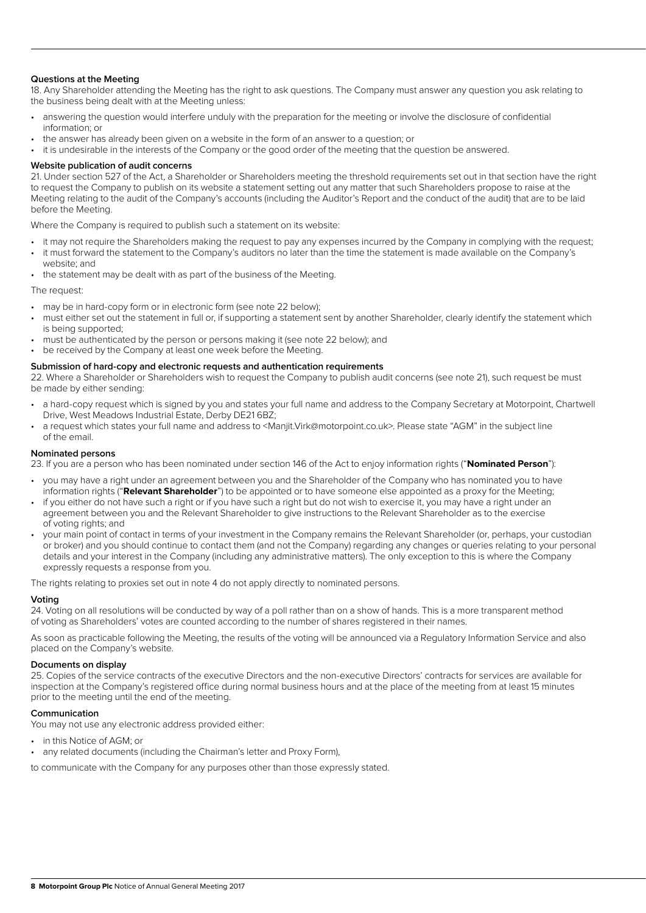### Questions at the Meeting

18. Any Shareholder attending the Meeting has the right to ask questions. The Company must answer any question you ask relating to the business being dealt with at the Meeting unless:

- answering the question would interfere unduly with the preparation for the meeting or involve the disclosure of confidential information; or
- the answer has already been given on a website in the form of an answer to a question; or
- it is undesirable in the interests of the Company or the good order of the meeting that the question be answered.

### Website publication of audit concerns

21. Under section 527 of the Act, a Shareholder or Shareholders meeting the threshold requirements set out in that section have the right to request the Company to publish on its website a statement setting out any matter that such Shareholders propose to raise at the Meeting relating to the audit of the Company's accounts (including the Auditor's Report and the conduct of the audit) that are to be laid before the Meeting.

Where the Company is required to publish such a statement on its website:

- it may not require the Shareholders making the request to pay any expenses incurred by the Company in complying with the request;
- it must forward the statement to the Company's auditors no later than the time the statement is made available on the Company's website; and
- the statement may be dealt with as part of the business of the Meeting.

The request:

- may be in hard-copy form or in electronic form (see note 22 below);
- must either set out the statement in full or, if supporting a statement sent by another Shareholder, clearly identify the statement which is being supported;
- must be authenticated by the person or persons making it (see note 22 below); and
- be received by the Company at least one week before the Meeting.

### Submission of hard-copy and electronic requests and authentication requirements

22. Where a Shareholder or Shareholders wish to request the Company to publish audit concerns (see note 21), such request be must be made by either sending:

- a hard-copy request which is signed by you and states your full name and address to the Company Secretary at Motorpoint, Chartwell Drive, West Meadows Industrial Estate, Derby DE21 6BZ;
- a request which states your full name and address to <Manjit.Virk@motorpoint.co.uk>. Please state "AGM" in the subject line of the email.

### Nominated persons

23. If you are a person who has been nominated under section 146 of the Act to enjoy information rights ("**Nominated Person**"):

- you may have a right under an agreement between you and the Shareholder of the Company who has nominated you to have information rights ("**Relevant Shareholder**") to be appointed or to have someone else appointed as a proxy for the Meeting;
- if you either do not have such a right or if you have such a right but do not wish to exercise it, you may have a right under an agreement between you and the Relevant Shareholder to give instructions to the Relevant Shareholder as to the exercise of voting rights; and
- your main point of contact in terms of your investment in the Company remains the Relevant Shareholder (or, perhaps, your custodian or broker) and you should continue to contact them (and not the Company) regarding any changes or queries relating to your personal details and your interest in the Company (including any administrative matters). The only exception to this is where the Company expressly requests a response from you.

The rights relating to proxies set out in note 4 do not apply directly to nominated persons.

### Voting

24. Voting on all resolutions will be conducted by way of a poll rather than on a show of hands. This is a more transparent method of voting as Shareholders' votes are counted according to the number of shares registered in their names.

As soon as practicable following the Meeting, the results of the voting will be announced via a Regulatory Information Service and also placed on the Company's website.

### Documents on display

25. Copies of the service contracts of the executive Directors and the non-executive Directors' contracts for services are available for inspection at the Company's registered office during normal business hours and at the place of the meeting from at least 15 minutes prior to the meeting until the end of the meeting.

### Communication

You may not use any electronic address provided either:

- in this Notice of AGM; or
- any related documents (including the Chairman's letter and Proxy Form),

to communicate with the Company for any purposes other than those expressly stated.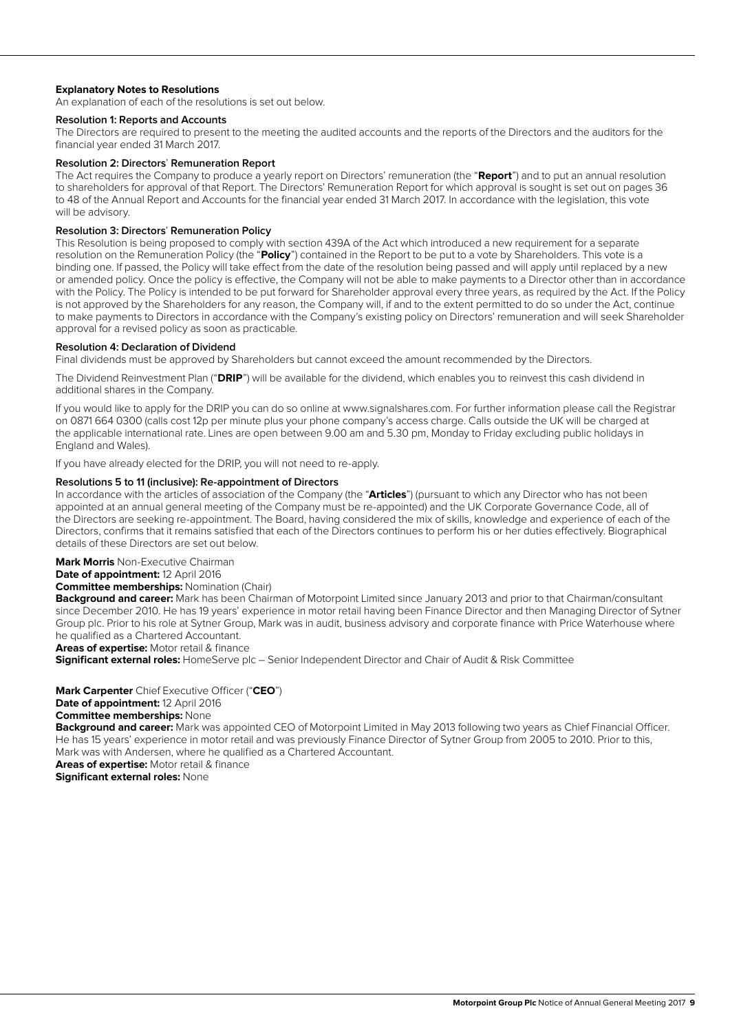## Explanatory Notes to Resolutions

An explanation of each of the resolutions is set out below.

### Resolution 1: Reports and Accounts

The Directors are required to present to the meeting the audited accounts and the reports of the Directors and the auditors for the financial year ended 31 March 2017.

### Resolution 2: Directors' Remuneration Report

The Act requires the Company to produce a yearly report on Directors' remuneration (the "**Report**") and to put an annual resolution to shareholders for approval of that Report. The Directors' Remuneration Report for which approval is sought is set out on pages 36 to 48 of the Annual Report and Accounts for the financial year ended 31 March 2017. In accordance with the legislation, this vote will be advisory.

### Resolution 3: Directors' Remuneration Policy

This Resolution is being proposed to comply with section 439A of the Act which introduced a new requirement for a separate resolution on the Remuneration Policy (the "**Policy**") contained in the Report to be put to a vote by Shareholders. This vote is a binding one. If passed, the Policy will take effect from the date of the resolution being passed and will apply until replaced by a new or amended policy. Once the policy is effective, the Company will not be able to make payments to a Director other than in accordance with the Policy. The Policy is intended to be put forward for Shareholder approval every three years, as required by the Act. If the Policy is not approved by the Shareholders for any reason, the Company will, if and to the extent permitted to do so under the Act, continue to make payments to Directors in accordance with the Company's existing policy on Directors' remuneration and will seek Shareholder approval for a revised policy as soon as practicable.

### Resolution 4: Declaration of Dividend

Final dividends must be approved by Shareholders but cannot exceed the amount recommended by the Directors.

The Dividend Reinvestment Plan ("**DRIP**") will be available for the dividend, which enables you to reinvest this cash dividend in additional shares in the Company.

If you would like to apply for the DRIP you can do so online at www.signalshares.com. For further information please call the Registrar on 0871 664 0300 (calls cost 12p per minute plus your phone company's access charge. Calls outside the UK will be charged at the applicable international rate. Lines are open between 9.00 am and 5.30 pm, Monday to Friday excluding public holidays in England and Wales).

If you have already elected for the DRIP, you will not need to re-apply.

### Resolutions 5 to 11 (inclusive): Re-appointment of Directors

In accordance with the articles of association of the Company (the "**Articles**") (pursuant to which any Director who has not been appointed at an annual general meeting of the Company must be re-appointed) and the UK Corporate Governance Code, all of the Directors are seeking re-appointment. The Board, having considered the mix of skills, knowledge and experience of each of the Directors, confirms that it remains satisfied that each of the Directors continues to perform his or her duties effectively. Biographical details of these Directors are set out below.

**Mark Morris** Non-Executive Chairman
**Date of appointment:** 12 April 2016
**Committee memberships:** Nomination (Chair)
**Background and career:** Mark has been Chairman of Motorpoint Limited since January 2013 and prior to that Chairman/consultant since December 2010. He has 19 years' experience in motor retail having been Finance Director and then Managing Director of Sytner Group plc. Prior to his role at Sytner Group, Mark was in audit, business advisory and corporate finance with Price Waterhouse where he qualified as a Chartered Accountant.
**Areas of expertise:** Motor retail & finance
**Significant external roles:** HomeServe plc – Senior Independent Director and Chair of Audit & Risk Committee

**Mark Carpenter** Chief Executive Officer ("**CEO**")
**Date of appointment:** 12 April 2016
**Committee memberships:** None
**Background and career:** Mark was appointed CEO of Motorpoint Limited in May 2013 following two years as Chief Financial Officer. He has 15 years' experience in motor retail and was previously Finance Director of Sytner Group from 2005 to 2010. Prior to this, Mark was with Andersen, where he qualified as a Chartered Accountant.
**Areas of expertise:** Motor retail & finance
**Significant external roles:** None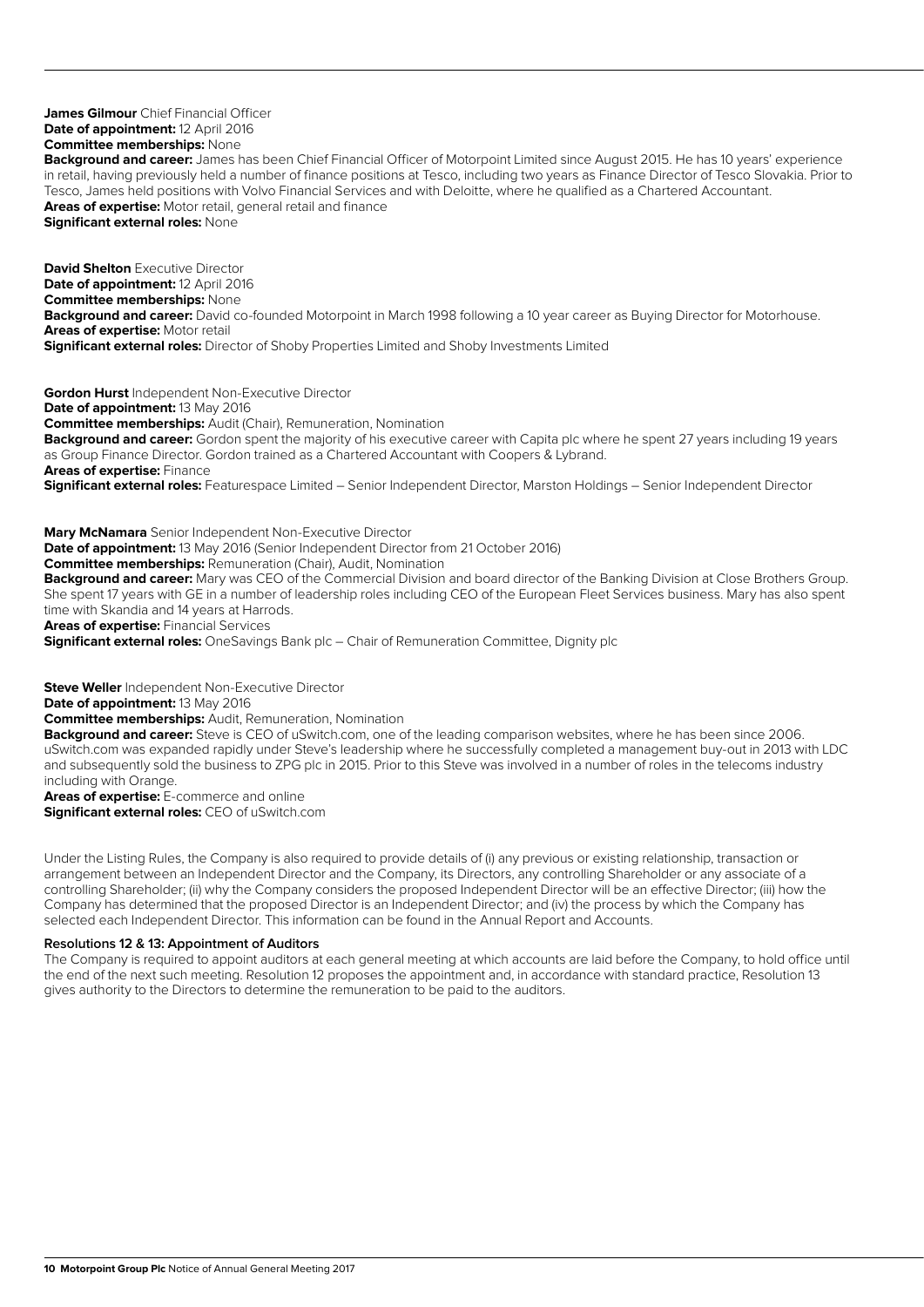**James Gilmour** Chief Financial Officer
**Date of appointment:** 12 April 2016
**Committee memberships:** None
**Background and career:** James has been Chief Financial Officer of Motorpoint Limited since August 2015. He has 10 years' experience in retail, having previously held a number of finance positions at Tesco, including two years as Finance Director of Tesco Slovakia. Prior to Tesco, James held positions with Volvo Financial Services and with Deloitte, where he qualified as a Chartered Accountant.
**Areas of expertise:** Motor retail, general retail and finance
**Significant external roles:** None

**David Shelton** Executive Director
**Date of appointment:** 12 April 2016
**Committee memberships:** None
**Background and career:** David co-founded Motorpoint in March 1998 following a 10 year career as Buying Director for Motorhouse.
**Areas of expertise:** Motor retail
**Significant external roles:** Director of Shoby Properties Limited and Shoby Investments Limited

**Gordon Hurst** Independent Non-Executive Director
**Date of appointment:** 13 May 2016
**Committee memberships:** Audit (Chair), Remuneration, Nomination
**Background and career:** Gordon spent the majority of his executive career with Capita plc where he spent 27 years including 19 years as Group Finance Director. Gordon trained as a Chartered Accountant with Coopers & Lybrand.
**Areas of expertise:** Finance
**Significant external roles:** Featurespace Limited – Senior Independent Director, Marston Holdings – Senior Independent Director

**Mary McNamara** Senior Independent Non-Executive Director
**Date of appointment:** 13 May 2016 (Senior Independent Director from 21 October 2016)
**Committee memberships:** Remuneration (Chair), Audit, Nomination
**Background and career:** Mary was CEO of the Commercial Division and board director of the Banking Division at Close Brothers Group. She spent 17 years with GE in a number of leadership roles including CEO of the European Fleet Services business. Mary has also spent time with Skandia and 14 years at Harrods.
**Areas of expertise:** Financial Services
**Significant external roles:** OneSavings Bank plc – Chair of Remuneration Committee, Dignity plc

**Steve Weller** Independent Non-Executive Director
**Date of appointment:** 13 May 2016
**Committee memberships:** Audit, Remuneration, Nomination
**Background and career:** Steve is CEO of uSwitch.com, one of the leading comparison websites, where he has been since 2006. uSwitch.com was expanded rapidly under Steve's leadership where he successfully completed a management buy-out in 2013 with LDC and subsequently sold the business to ZPG plc in 2015. Prior to this Steve was involved in a number of roles in the telecoms industry including with Orange.
**Areas of expertise:** E-commerce and online
**Significant external roles:** CEO of uSwitch.com

Under the Listing Rules, the Company is also required to provide details of (i) any previous or existing relationship, transaction or arrangement between an Independent Director and the Company, its Directors, any controlling Shareholder or any associate of a controlling Shareholder; (ii) why the Company considers the proposed Independent Director will be an effective Director; (iii) how the Company has determined that the proposed Director is an Independent Director; and (iv) the process by which the Company has selected each Independent Director. This information can be found in the Annual Report and Accounts.

#### Resolutions 12 & 13: Appointment of Auditors

The Company is required to appoint auditors at each general meeting at which accounts are laid before the Company, to hold office until the end of the next such meeting. Resolution 12 proposes the appointment and, in accordance with standard practice, Resolution 13 gives authority to the Directors to determine the remuneration to be paid to the auditors.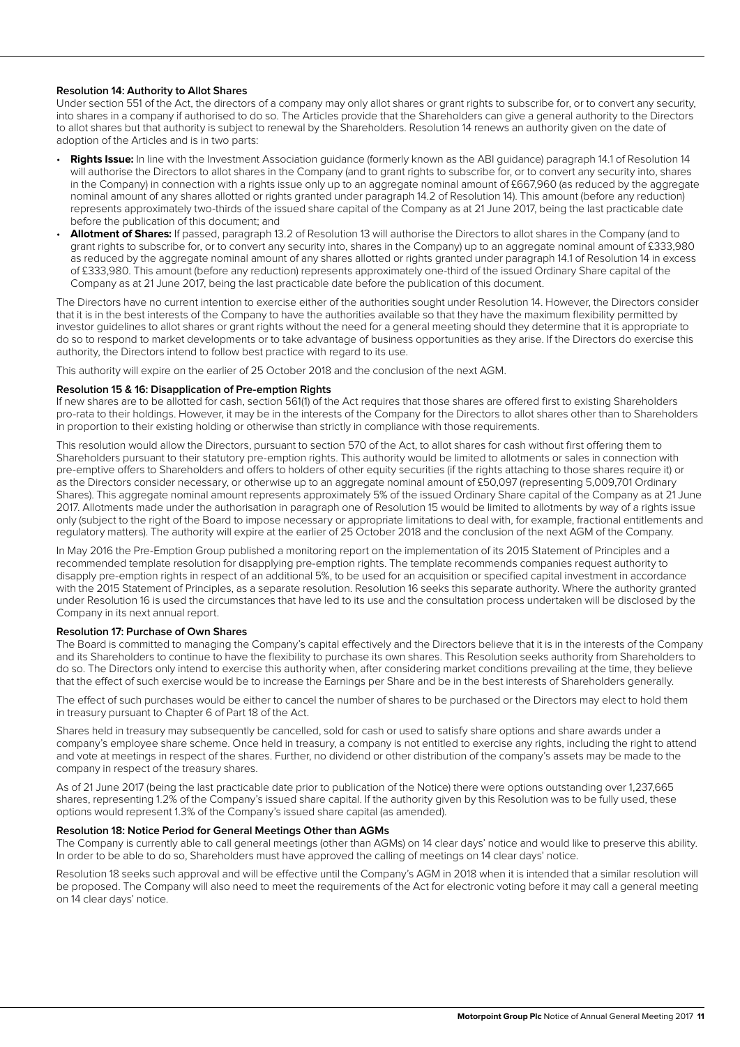#### Resolution 14: Authority to Allot Shares

Under section 551 of the Act, the directors of a company may only allot shares or grant rights to subscribe for, or to convert any security, into shares in a company if authorised to do so. The Articles provide that the Shareholders can give a general authority to the Directors to allot shares but that authority is subject to renewal by the Shareholders. Resolution 14 renews an authority given on the date of adoption of the Articles and is in two parts:

- **Rights Issue:** In line with the Investment Association guidance (formerly known as the ABI guidance) paragraph 14.1 of Resolution 14 will authorise the Directors to allot shares in the Company (and to grant rights to subscribe for, or to convert any security into, shares in the Company) in connection with a rights issue only up to an aggregate nominal amount of £667,960 (as reduced by the aggregate nominal amount of any shares allotted or rights granted under paragraph 14.2 of Resolution 14). This amount (before any reduction) represents approximately two-thirds of the issued share capital of the Company as at 21 June 2017, being the last practicable date before the publication of this document; and
- **Allotment of Shares:** If passed, paragraph 13.2 of Resolution 13 will authorise the Directors to allot shares in the Company (and to grant rights to subscribe for, or to convert any security into, shares in the Company) up to an aggregate nominal amount of £333,980 as reduced by the aggregate nominal amount of any shares allotted or rights granted under paragraph 14.1 of Resolution 14 in excess of £333,980. This amount (before any reduction) represents approximately one-third of the issued Ordinary Share capital of the Company as at 21 June 2017, being the last practicable date before the publication of this document.

The Directors have no current intention to exercise either of the authorities sought under Resolution 14. However, the Directors consider that it is in the best interests of the Company to have the authorities available so that they have the maximum flexibility permitted by investor guidelines to allot shares or grant rights without the need for a general meeting should they determine that it is appropriate to do so to respond to market developments or to take advantage of business opportunities as they arise. If the Directors do exercise this authority, the Directors intend to follow best practice with regard to its use.

This authority will expire on the earlier of 25 October 2018 and the conclusion of the next AGM.

#### Resolution 15 & 16: Disapplication of Pre-emption Rights

If new shares are to be allotted for cash, section 561(1) of the Act requires that those shares are offered first to existing Shareholders pro-rata to their holdings. However, it may be in the interests of the Company for the Directors to allot shares other than to Shareholders in proportion to their existing holding or otherwise than strictly in compliance with those requirements.

This resolution would allow the Directors, pursuant to section 570 of the Act, to allot shares for cash without first offering them to Shareholders pursuant to their statutory pre-emption rights. This authority would be limited to allotments or sales in connection with pre-emptive offers to Shareholders and offers to holders of other equity securities (if the rights attaching to those shares require it) or as the Directors consider necessary, or otherwise up to an aggregate nominal amount of £50,097 (representing 5,009,701 Ordinary Shares). This aggregate nominal amount represents approximately 5% of the issued Ordinary Share capital of the Company as at 21 June 2017. Allotments made under the authorisation in paragraph one of Resolution 15 would be limited to allotments by way of a rights issue only (subject to the right of the Board to impose necessary or appropriate limitations to deal with, for example, fractional entitlements and regulatory matters). The authority will expire at the earlier of 25 October 2018 and the conclusion of the next AGM of the Company.

In May 2016 the Pre-Emption Group published a monitoring report on the implementation of its 2015 Statement of Principles and a recommended template resolution for disapplying pre-emption rights. The template recommends companies request authority to disapply pre-emption rights in respect of an additional 5%, to be used for an acquisition or specified capital investment in accordance with the 2015 Statement of Principles, as a separate resolution. Resolution 16 seeks this separate authority. Where the authority granted under Resolution 16 is used the circumstances that have led to its use and the consultation process undertaken will be disclosed by the Company in its next annual report.

#### Resolution 17: Purchase of Own Shares

The Board is committed to managing the Company's capital effectively and the Directors believe that it is in the interests of the Company and its Shareholders to continue to have the flexibility to purchase its own shares. This Resolution seeks authority from Shareholders to do so. The Directors only intend to exercise this authority when, after considering market conditions prevailing at the time, they believe that the effect of such exercise would be to increase the Earnings per Share and be in the best interests of Shareholders generally.

The effect of such purchases would be either to cancel the number of shares to be purchased or the Directors may elect to hold them in treasury pursuant to Chapter 6 of Part 18 of the Act.

Shares held in treasury may subsequently be cancelled, sold for cash or used to satisfy share options and share awards under a company's employee share scheme. Once held in treasury, a company is not entitled to exercise any rights, including the right to attend and vote at meetings in respect of the shares. Further, no dividend or other distribution of the company's assets may be made to the company in respect of the treasury shares.

As of 21 June 2017 (being the last practicable date prior to publication of the Notice) there were options outstanding over 1,237,665 shares, representing 1.2% of the Company's issued share capital. If the authority given by this Resolution was to be fully used, these options would represent 1.3% of the Company's issued share capital (as amended).

#### Resolution 18: Notice Period for General Meetings Other than AGMs

The Company is currently able to call general meetings (other than AGMs) on 14 clear days' notice and would like to preserve this ability. In order to be able to do so, Shareholders must have approved the calling of meetings on 14 clear days' notice.

Resolution 18 seeks such approval and will be effective until the Company's AGM in 2018 when it is intended that a similar resolution will be proposed. The Company will also need to meet the requirements of the Act for electronic voting before it may call a general meeting on 14 clear days' notice.